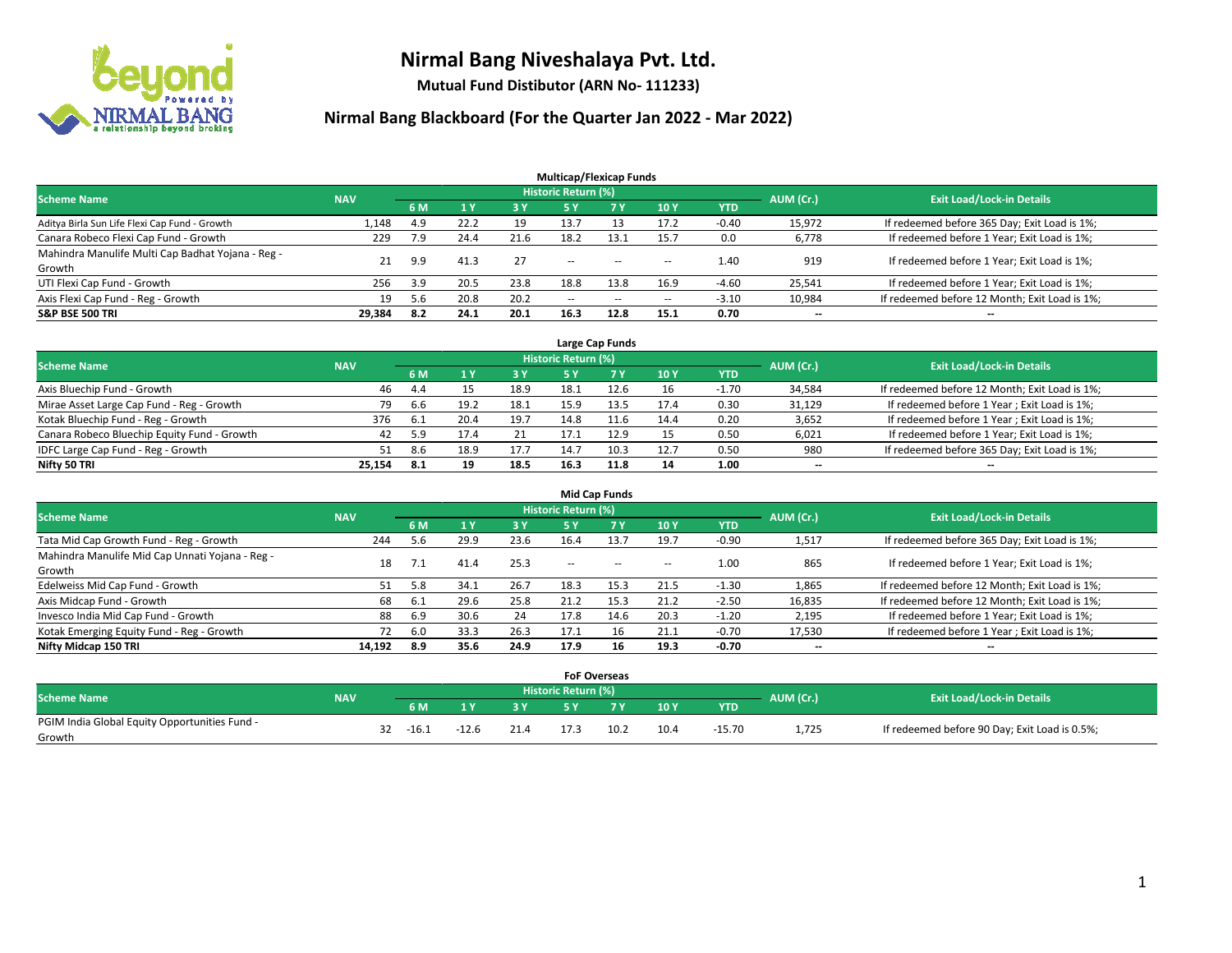# Nirmal Bang Niveshalaya Pvt. Ltd.

**Mutual Fund Distibutor (ARN No- 111233)**

## Nirmal Bang Blackboard (For the Quarter Jan 2022 - Mar 2022)

### Multicap/Flexicap Funds

| Scheme Name | NAV | Historic Return (%) | | | | | | | AUM (Cr.) | Exit Load/Lock-in Details |
|---|---|---|---|---|---|---|---|---|---|---|
| | | 6 M | 1 Y | 3 Y | 5 Y | 7 Y | 10 Y | YTD | | |
| Aditya Birla Sun Life Flexi Cap Fund - Growth | 1,148 | 4.9 | 22.2 | 19 | 13.7 | 13 | 17.2 | -0.40 | 15,972 | If redeemed before 365 Day; Exit Load is 1%; |
| Canara Robeco Flexi Cap Fund - Growth | 229 | 7.9 | 24.4 | 21.6 | 18.2 | 13.1 | 15.7 | 0.0 | 6,778 | If redeemed before 1 Year; Exit Load is 1%; |
| Mahindra Manulife Multi Cap Badhat Yojana - Reg - Growth | 21 | 9.9 | 41.3 | 27 | -- | -- | -- | 1.40 | 919 | If redeemed before 1 Year; Exit Load is 1%; |
| UTI Flexi Cap Fund - Growth | 256 | 3.9 | 20.5 | 23.8 | 18.8 | 13.8 | 16.9 | -4.60 | 25,541 | If redeemed before 1 Year; Exit Load is 1%; |
| Axis Flexi Cap Fund - Reg - Growth | 19 | 5.6 | 20.8 | 20.2 | -- | -- | -- | -3.10 | 10,984 | If redeemed before 12 Month; Exit Load is 1%; |
| **S&P BSE 500 TRI** | **29,384** | **8.2** | **24.1** | **20.1** | **16.3** | **12.8** | **15.1** | **0.70** | **--** | **--** |

### Large Cap Funds

| Scheme Name | NAV | Historic Return (%) | | | | | | | AUM (Cr.) | Exit Load/Lock-in Details |
|---|---|---|---|---|---|---|---|---|---|---|
| | | 6 M | 1 Y | 3 Y | 5 Y | 7 Y | 10 Y | YTD | | |
| Axis Bluechip Fund - Growth | 46 | 4.4 | 15 | 18.9 | 18.1 | 12.6 | 16 | -1.70 | 34,584 | If redeemed before 12 Month; Exit Load is 1%; |
| Mirae Asset Large Cap Fund - Reg - Growth | 79 | 6.6 | 19.2 | 18.1 | 15.9 | 13.5 | 17.4 | 0.30 | 31,129 | If redeemed before 1 Year ; Exit Load is 1%; |
| Kotak Bluechip Fund - Reg - Growth | 376 | 6.1 | 20.4 | 19.7 | 14.8 | 11.6 | 14.4 | 0.20 | 3,652 | If redeemed before 1 Year ; Exit Load is 1%; |
| Canara Robeco Bluechip Equity Fund - Growth | 42 | 5.9 | 17.4 | 21 | 17.1 | 12.9 | 15 | 0.50 | 6,021 | If redeemed before 1 Year; Exit Load is 1%; |
| IDFC Large Cap Fund - Reg - Growth | 51 | 8.6 | 18.9 | 17.7 | 14.7 | 10.3 | 12.7 | 0.50 | 980 | If redeemed before 365 Day; Exit Load is 1%; |
| **Nifty 50 TRI** | **25,154** | **8.1** | **19** | **18.5** | **16.3** | **11.8** | **14** | **1.00** | **--** | **--** |

### Mid Cap Funds

| Scheme Name | NAV | Historic Return (%) | | | | | | | AUM (Cr.) | Exit Load/Lock-in Details |
|---|---|---|---|---|---|---|---|---|---|---|
| | | 6 M | 1 Y | 3 Y | 5 Y | 7 Y | 10 Y | YTD | | |
| Tata Mid Cap Growth Fund - Reg - Growth | 244 | 5.6 | 29.9 | 23.6 | 16.4 | 13.7 | 19.7 | -0.90 | 1,517 | If redeemed before 365 Day; Exit Load is 1%; |
| Mahindra Manulife Mid Cap Unnati Yojana - Reg - Growth | 18 | 7.1 | 41.4 | 25.3 | -- | -- | -- | 1.00 | 865 | If redeemed before 1 Year; Exit Load is 1%; |
| Edelweiss Mid Cap Fund - Growth | 51 | 5.8 | 34.1 | 26.7 | 18.3 | 15.3 | 21.5 | -1.30 | 1,865 | If redeemed before 12 Month; Exit Load is 1%; |
| Axis Midcap Fund - Growth | 68 | 6.1 | 29.6 | 25.8 | 21.2 | 15.3 | 21.2 | -2.50 | 16,835 | If redeemed before 12 Month; Exit Load is 1%; |
| Invesco India Mid Cap Fund - Growth | 88 | 6.9 | 30.6 | 24 | 17.8 | 14.6 | 20.3 | -1.20 | 2,195 | If redeemed before 1 Year; Exit Load is 1%; |
| Kotak Emerging Equity Fund - Reg - Growth | 72 | 6.0 | 33.3 | 26.3 | 17.1 | 16 | 21.1 | -0.70 | 17,530 | If redeemed before 1 Year ; Exit Load is 1%; |
| **Nifty Midcap 150 TRI** | **14,192** | **8.9** | **35.6** | **24.9** | **17.9** | **16** | **19.3** | **-0.70** | **--** | **--** |

### FoF Overseas

| Scheme Name | NAV | Historic Return (%) | | | | | | | AUM (Cr.) | Exit Load/Lock-in Details |
|---|---|---|---|---|---|---|---|---|---|---|
| | | 6 M | 1 Y | 3 Y | 5 Y | 7 Y | 10 Y | YTD | | |
| PGIM India Global Equity Opportunities Fund - Growth | 32 | -16.1 | -12.6 | 21.4 | 17.3 | 10.2 | 10.4 | -15.70 | 1,725 | If redeemed before 90 Day; Exit Load is 0.5%; |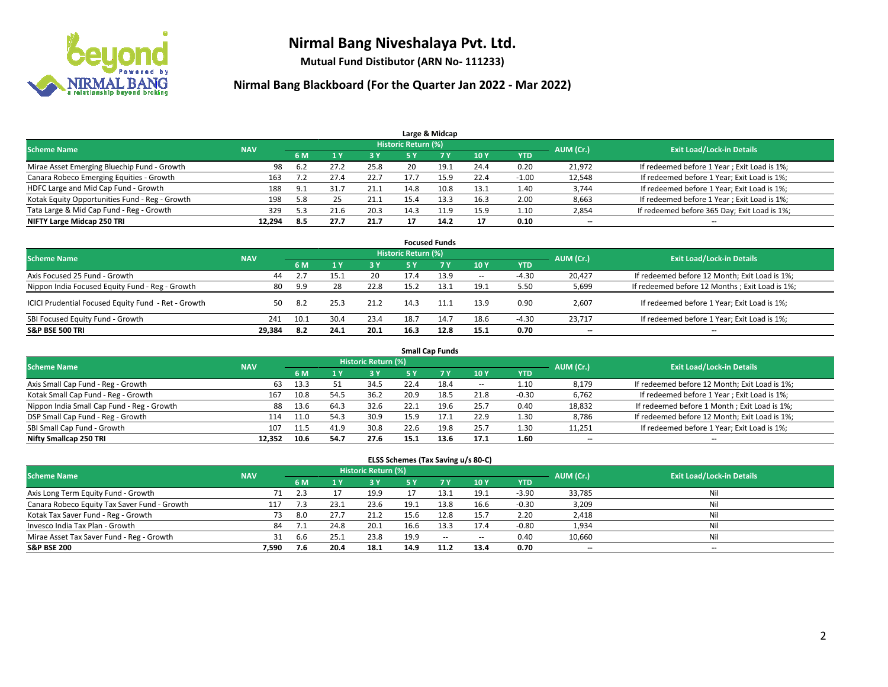# Nirmal Bang Niveshalaya Pvt. Ltd.

**Mutual Fund Distibutor (ARN No- 111233)**

## Nirmal Bang Blackboard (For the Quarter Jan 2022 - Mar 2022)

### Large & Midcap

| Scheme Name | NAV | Historic Return (%) | | | | | | | AUM (Cr.) | Exit Load/Lock-in Details |
|---|---|---|---|---|---|---|---|---|---|---|
| | | 6 M | 1 Y | 3 Y | 5 Y | 7 Y | 10 Y | YTD | | |
| Mirae Asset Emerging Bluechip Fund - Growth | 98 | 6.2 | 27.2 | 25.8 | 20 | 19.1 | 24.4 | 0.20 | 21,972 | If redeemed before 1 Year ; Exit Load is 1%; |
| Canara Robeco Emerging Equities - Growth | 163 | 7.2 | 27.4 | 22.7 | 17.7 | 15.9 | 22.4 | -1.00 | 12,548 | If redeemed before 1 Year; Exit Load is 1%; |
| HDFC Large and Mid Cap Fund - Growth | 188 | 9.1 | 31.7 | 21.1 | 14.8 | 10.8 | 13.1 | 1.40 | 3,744 | If redeemed before 1 Year; Exit Load is 1%; |
| Kotak Equity Opportunities Fund - Reg - Growth | 198 | 5.8 | 25 | 21.1 | 15.4 | 13.3 | 16.3 | 2.00 | 8,663 | If redeemed before 1 Year ; Exit Load is 1%; |
| Tata Large & Mid Cap Fund - Reg - Growth | 329 | 5.3 | 21.6 | 20.3 | 14.3 | 11.9 | 15.9 | 1.10 | 2,854 | If redeemed before 365 Day; Exit Load is 1%; |
| **NIFTY Large Midcap 250 TRI** | **12,294** | **8.5** | **27.7** | **21.7** | **17** | **14.2** | **17** | **0.10** | -- | -- |

### Focused Funds

| Scheme Name | NAV | Historic Return (%) | | | | | | | AUM (Cr.) | Exit Load/Lock-in Details |
|---|---|---|---|---|---|---|---|---|---|---|
| | | 6 M | 1 Y | 3 Y | 5 Y | 7 Y | 10 Y | YTD | | |
| Axis Focused 25 Fund - Growth | 44 | 2.7 | 15.1 | 20 | 17.4 | 13.9 | -- | -4.30 | 20,427 | If redeemed before 12 Month; Exit Load is 1%; |
| Nippon India Focused Equity Fund - Reg - Growth | 80 | 9.9 | 28 | 22.8 | 15.2 | 13.1 | 19.1 | 5.50 | 5,699 | If redeemed before 12 Months ; Exit Load is 1%; |
| ICICI Prudential Focused Equity Fund - Ret - Growth | 50 | 8.2 | 25.3 | 21.2 | 14.3 | 11.1 | 13.9 | 0.90 | 2,607 | If redeemed before 1 Year; Exit Load is 1%; |
| SBI Focused Equity Fund - Growth | 241 | 10.1 | 30.4 | 23.4 | 18.7 | 14.7 | 18.6 | -4.30 | 23,717 | If redeemed before 1 Year; Exit Load is 1%; |
| **S&P BSE 500 TRI** | **29,384** | **8.2** | **24.1** | **20.1** | **16.3** | **12.8** | **15.1** | **0.70** | -- | -- |

### Small Cap Funds

| Scheme Name | NAV | Historic Return (%) | | | | | | | AUM (Cr.) | Exit Load/Lock-in Details |
|---|---|---|---|---|---|---|---|---|---|---|
| | | 6 M | 1 Y | 3 Y | 5 Y | 7 Y | 10 Y | YTD | | |
| Axis Small Cap Fund - Reg - Growth | 63 | 13.3 | 51 | 34.5 | 22.4 | 18.4 | -- | 1.10 | 8,179 | If redeemed before 12 Month; Exit Load is 1%; |
| Kotak Small Cap Fund - Reg - Growth | 167 | 10.8 | 54.5 | 36.2 | 20.9 | 18.5 | 21.8 | -0.30 | 6,762 | If redeemed before 1 Year ; Exit Load is 1%; |
| Nippon India Small Cap Fund - Reg - Growth | 88 | 13.6 | 64.3 | 32.6 | 22.1 | 19.6 | 25.7 | 0.40 | 18,832 | If redeemed before 1 Month ; Exit Load is 1%; |
| DSP Small Cap Fund - Reg - Growth | 114 | 11.0 | 54.3 | 30.9 | 15.9 | 17.1 | 22.9 | 1.30 | 8,786 | If redeemed before 12 Month; Exit Load is 1%; |
| SBI Small Cap Fund - Growth | 107 | 11.5 | 41.9 | 30.8 | 22.6 | 19.8 | 25.7 | 1.30 | 11,251 | If redeemed before 1 Year; Exit Load is 1%; |
| **Nifty Smallcap 250 TRI** | **12,352** | **10.6** | **54.7** | **27.6** | **15.1** | **13.6** | **17.1** | **1.60** | -- | -- |

### ELSS Schemes (Tax Saving u/s 80-C)

| Scheme Name | NAV | Historic Return (%) | | | | | | | AUM (Cr.) | Exit Load/Lock-in Details |
|---|---|---|---|---|---|---|---|---|---|---|
| | | 6 M | 1 Y | 3 Y | 5 Y | 7 Y | 10 Y | YTD | | |
| Axis Long Term Equity Fund - Growth | 71 | 2.3 | 17 | 19.9 | 17 | 13.1 | 19.1 | -3.90 | 33,785 | Nil |
| Canara Robeco Equity Tax Saver Fund - Growth | 117 | 7.3 | 23.1 | 23.6 | 19.1 | 13.8 | 16.6 | -0.30 | 3,209 | Nil |
| Kotak Tax Saver Fund - Reg - Growth | 73 | 8.0 | 27.7 | 21.2 | 15.6 | 12.8 | 15.7 | 2.20 | 2,418 | Nil |
| Invesco India Tax Plan - Growth | 84 | 7.1 | 24.8 | 20.1 | 16.6 | 13.3 | 17.4 | -0.80 | 1,934 | Nil |
| Mirae Asset Tax Saver Fund - Reg - Growth | 31 | 6.6 | 25.1 | 23.8 | 19.9 | -- | -- | 0.40 | 10,660 | Nil |
| **S&P BSE 200** | **7,590** | **7.6** | **20.4** | **18.1** | **14.9** | **11.2** | **13.4** | **0.70** | -- | -- |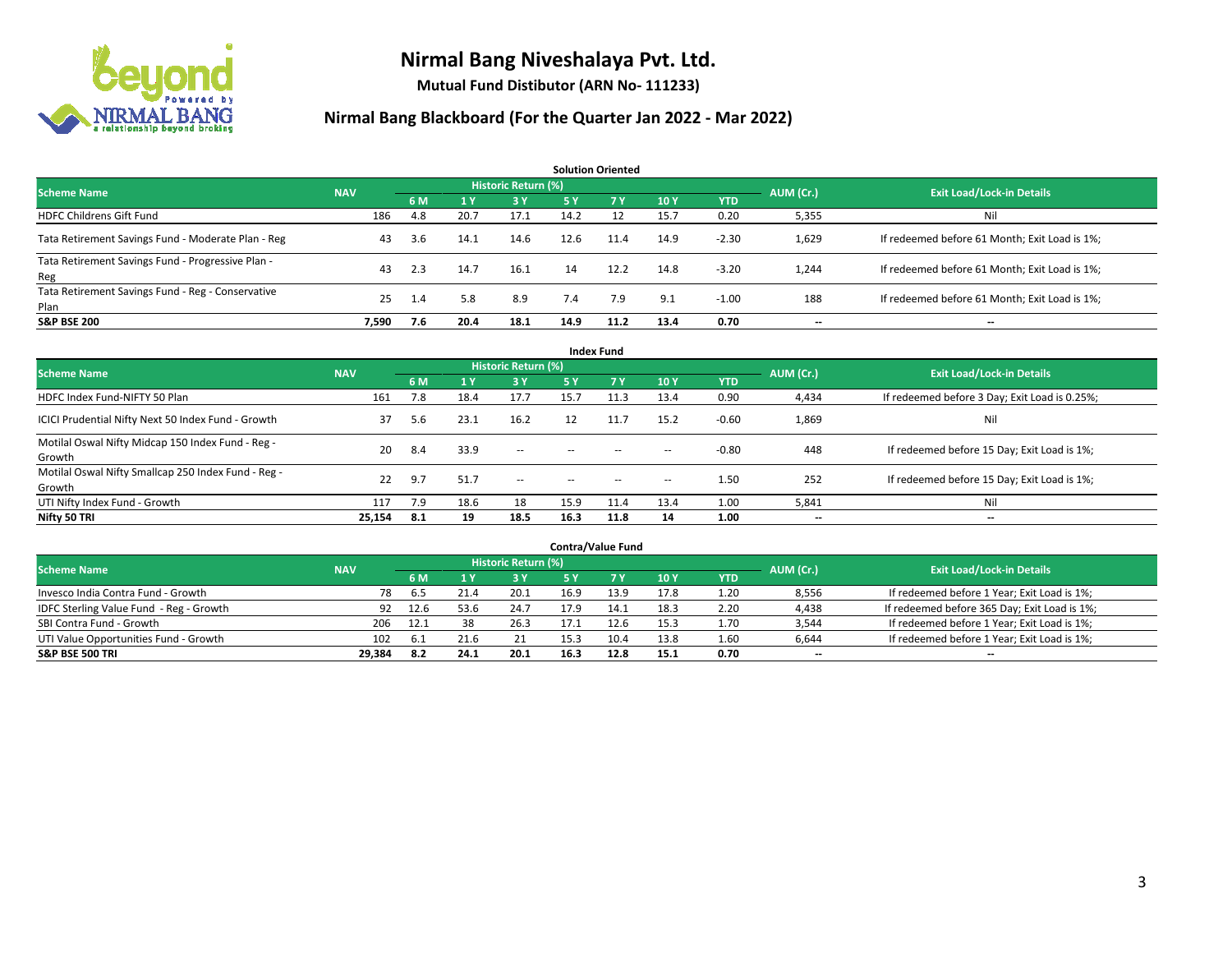# Nirmal Bang Niveshalaya Pvt. Ltd.

**Mutual Fund Distibutor (ARN No- 111233)**

## Nirmal Bang Blackboard (For the Quarter Jan 2022 - Mar 2022)

### Solution Oriented

| Scheme Name | NAV | Historic Return (%) | | | | | | | AUM (Cr.) | Exit Load/Lock-in Details |
|---|---|---|---|---|---|---|---|---|---|---|
| | | 6 M | 1 Y | 3 Y | 5 Y | 7 Y | 10 Y | YTD | | |
| HDFC Childrens Gift Fund | 186 | 4.8 | 20.7 | 17.1 | 14.2 | 12 | 15.7 | 0.20 | 5,355 | Nil |
| Tata Retirement Savings Fund - Moderate Plan - Reg | 43 | 3.6 | 14.1 | 14.6 | 12.6 | 11.4 | 14.9 | -2.30 | 1,629 | If redeemed before 61 Month; Exit Load is 1%; |
| Tata Retirement Savings Fund - Progressive Plan - Reg | 43 | 2.3 | 14.7 | 16.1 | 14 | 12.2 | 14.8 | -3.20 | 1,244 | If redeemed before 61 Month; Exit Load is 1%; |
| Tata Retirement Savings Fund - Reg - Conservative Plan | 25 | 1.4 | 5.8 | 8.9 | 7.4 | 7.9 | 9.1 | -1.00 | 188 | If redeemed before 61 Month; Exit Load is 1%; |
| **S&P BSE 200** | **7,590** | **7.6** | **20.4** | **18.1** | **14.9** | **11.2** | **13.4** | **0.70** | -- | -- |

### Index Fund

| Scheme Name | NAV | Historic Return (%) | | | | | | | AUM (Cr.) | Exit Load/Lock-in Details |
|---|---|---|---|---|---|---|---|---|---|---|
| | | 6 M | 1 Y | 3 Y | 5 Y | 7 Y | 10 Y | YTD | | |
| HDFC Index Fund-NIFTY 50 Plan | 161 | 7.8 | 18.4 | 17.7 | 15.7 | 11.3 | 13.4 | 0.90 | 4,434 | If redeemed before 3 Day; Exit Load is 0.25%; |
| ICICI Prudential Nifty Next 50 Index Fund - Growth | 37 | 5.6 | 23.1 | 16.2 | 12 | 11.7 | 15.2 | -0.60 | 1,869 | Nil |
| Motilal Oswal Nifty Midcap 150 Index Fund - Reg - Growth | 20 | 8.4 | 33.9 | -- | -- | -- | -- | -0.80 | 448 | If redeemed before 15 Day; Exit Load is 1%; |
| Motilal Oswal Nifty Smallcap 250 Index Fund - Reg - Growth | 22 | 9.7 | 51.7 | -- | -- | -- | -- | 1.50 | 252 | If redeemed before 15 Day; Exit Load is 1%; |
| UTI Nifty Index Fund - Growth | 117 | 7.9 | 18.6 | 18 | 15.9 | 11.4 | 13.4 | 1.00 | 5,841 | Nil |
| **Nifty 50 TRI** | **25,154** | **8.1** | **19** | **18.5** | **16.3** | **11.8** | **14** | **1.00** | -- | -- |

### Contra/Value Fund

| Scheme Name | NAV | Historic Return (%) | | | | | | | AUM (Cr.) | Exit Load/Lock-in Details |
|---|---|---|---|---|---|---|---|---|---|---|
| | | 6 M | 1 Y | 3 Y | 5 Y | 7 Y | 10 Y | YTD | | |
| Invesco India Contra Fund - Growth | 78 | 6.5 | 21.4 | 20.1 | 16.9 | 13.9 | 17.8 | 1.20 | 8,556 | If redeemed before 1 Year; Exit Load is 1%; |
| IDFC Sterling Value Fund - Reg - Growth | 92 | 12.6 | 53.6 | 24.7 | 17.9 | 14.1 | 18.3 | 2.20 | 4,438 | If redeemed before 365 Day; Exit Load is 1%; |
| SBI Contra Fund - Growth | 206 | 12.1 | 38 | 26.3 | 17.1 | 12.6 | 15.3 | 1.70 | 3,544 | If redeemed before 1 Year; Exit Load is 1%; |
| UTI Value Opportunities Fund - Growth | 102 | 6.1 | 21.6 | 21 | 15.3 | 10.4 | 13.8 | 1.60 | 6,644 | If redeemed before 1 Year; Exit Load is 1%; |
| **S&P BSE 500 TRI** | **29,384** | **8.2** | **24.1** | **20.1** | **16.3** | **12.8** | **15.1** | **0.70** | -- | -- |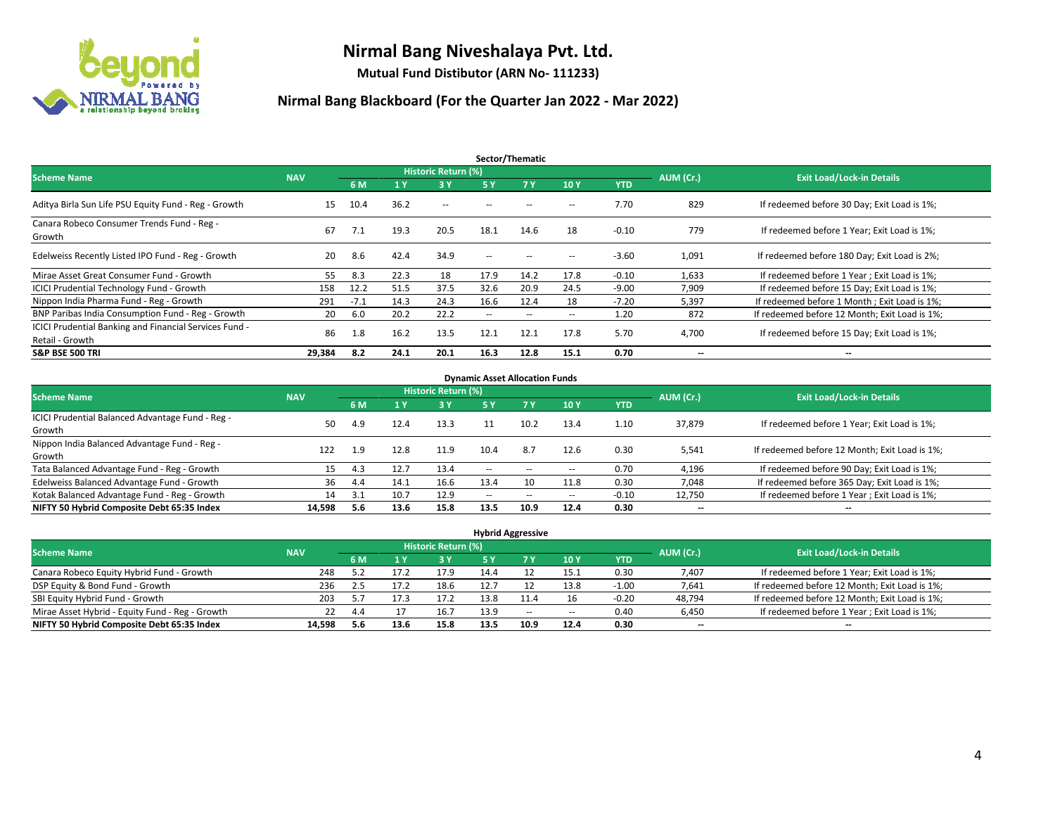# Nirmal Bang Niveshalaya Pvt. Ltd.

**Mutual Fund Distibutor (ARN No- 111233)**

## Nirmal Bang Blackboard (For the Quarter Jan 2022 - Mar 2022)

### Sector/Thematic

| Scheme Name | NAV | Historic Return (%) | | | | | | | AUM (Cr.) | Exit Load/Lock-in Details |
|---|---|---|---|---|---|---|---|---|---|---|
| | | 6 M | 1 Y | 3 Y | 5 Y | 7 Y | 10 Y | YTD | | |
| Aditya Birla Sun Life PSU Equity Fund - Reg - Growth | 15 | 10.4 | 36.2 | -- | -- | -- | -- | 7.70 | 829 | If redeemed before 30 Day; Exit Load is 1%; |
| Canara Robeco Consumer Trends Fund - Reg - Growth | 67 | 7.1 | 19.3 | 20.5 | 18.1 | 14.6 | 18 | -0.10 | 779 | If redeemed before 1 Year; Exit Load is 1%; |
| Edelweiss Recently Listed IPO Fund - Reg - Growth | 20 | 8.6 | 42.4 | 34.9 | -- | -- | -- | -3.60 | 1,091 | If redeemed before 180 Day; Exit Load is 2%; |
| Mirae Asset Great Consumer Fund - Growth | 55 | 8.3 | 22.3 | 18 | 17.9 | 14.2 | 17.8 | -0.10 | 1,633 | If redeemed before 1 Year ; Exit Load is 1%; |
| ICICI Prudential Technology Fund - Growth | 158 | 12.2 | 51.5 | 37.5 | 32.6 | 20.9 | 24.5 | -9.00 | 7,909 | If redeemed before 15 Day; Exit Load is 1%; |
| Nippon India Pharma Fund - Reg - Growth | 291 | -7.1 | 14.3 | 24.3 | 16.6 | 12.4 | 18 | -7.20 | 5,397 | If redeemed before 1 Month ; Exit Load is 1%; |
| BNP Paribas India Consumption Fund - Reg - Growth | 20 | 6.0 | 20.2 | 22.2 | -- | -- | -- | 1.20 | 872 | If redeemed before 12 Month; Exit Load is 1%; |
| ICICI Prudential Banking and Financial Services Fund - Retail - Growth | 86 | 1.8 | 16.2 | 13.5 | 12.1 | 12.1 | 17.8 | 5.70 | 4,700 | If redeemed before 15 Day; Exit Load is 1%; |
| **S&P BSE 500 TRI** | **29,384** | **8.2** | **24.1** | **20.1** | **16.3** | **12.8** | **15.1** | **0.70** | **--** | **--** |

### Dynamic Asset Allocation Funds

| Scheme Name | NAV | Historic Return (%) | | | | | | | AUM (Cr.) | Exit Load/Lock-in Details |
|---|---|---|---|---|---|---|---|---|---|---|
| | | 6 M | 1 Y | 3 Y | 5 Y | 7 Y | 10 Y | YTD | | |
| ICICI Prudential Balanced Advantage Fund - Reg - Growth | 50 | 4.9 | 12.4 | 13.3 | 11 | 10.2 | 13.4 | 1.10 | 37,879 | If redeemed before 1 Year; Exit Load is 1%; |
| Nippon India Balanced Advantage Fund - Reg - Growth | 122 | 1.9 | 12.8 | 11.9 | 10.4 | 8.7 | 12.6 | 0.30 | 5,541 | If redeemed before 12 Month; Exit Load is 1%; |
| Tata Balanced Advantage Fund - Reg - Growth | 15 | 4.3 | 12.7 | 13.4 | -- | -- | -- | 0.70 | 4,196 | If redeemed before 90 Day; Exit Load is 1%; |
| Edelweiss Balanced Advantage Fund - Growth | 36 | 4.4 | 14.1 | 16.6 | 13.4 | 10 | 11.8 | 0.30 | 7,048 | If redeemed before 365 Day; Exit Load is 1%; |
| Kotak Balanced Advantage Fund - Reg - Growth | 14 | 3.1 | 10.7 | 12.9 | -- | -- | -- | -0.10 | 12,750 | If redeemed before 1 Year ; Exit Load is 1%; |
| **NIFTY 50 Hybrid Composite Debt 65:35 Index** | **14,598** | **5.6** | **13.6** | **15.8** | **13.5** | **10.9** | **12.4** | **0.30** | **--** | **--** |

### Hybrid Aggressive

| Scheme Name | NAV | Historic Return (%) | | | | | | | AUM (Cr.) | Exit Load/Lock-in Details |
|---|---|---|---|---|---|---|---|---|---|---|
| | | 6 M | 1 Y | 3 Y | 5 Y | 7 Y | 10 Y | YTD | | |
| Canara Robeco Equity Hybrid Fund - Growth | 248 | 5.2 | 17.2 | 17.9 | 14.4 | 12 | 15.1 | 0.30 | 7,407 | If redeemed before 1 Year; Exit Load is 1%; |
| DSP Equity & Bond Fund - Growth | 236 | 2.5 | 17.2 | 18.6 | 12.7 | 12 | 13.8 | -1.00 | 7,641 | If redeemed before 12 Month; Exit Load is 1%; |
| SBI Equity Hybrid Fund - Growth | 203 | 5.7 | 17.3 | 17.2 | 13.8 | 11.4 | 16 | -0.20 | 48,794 | If redeemed before 12 Month; Exit Load is 1%; |
| Mirae Asset Hybrid - Equity Fund - Reg - Growth | 22 | 4.4 | 17 | 16.7 | 13.9 | -- | -- | 0.40 | 6,450 | If redeemed before 1 Year ; Exit Load is 1%; |
| **NIFTY 50 Hybrid Composite Debt 65:35 Index** | **14,598** | **5.6** | **13.6** | **15.8** | **13.5** | **10.9** | **12.4** | **0.30** | **--** | **--** |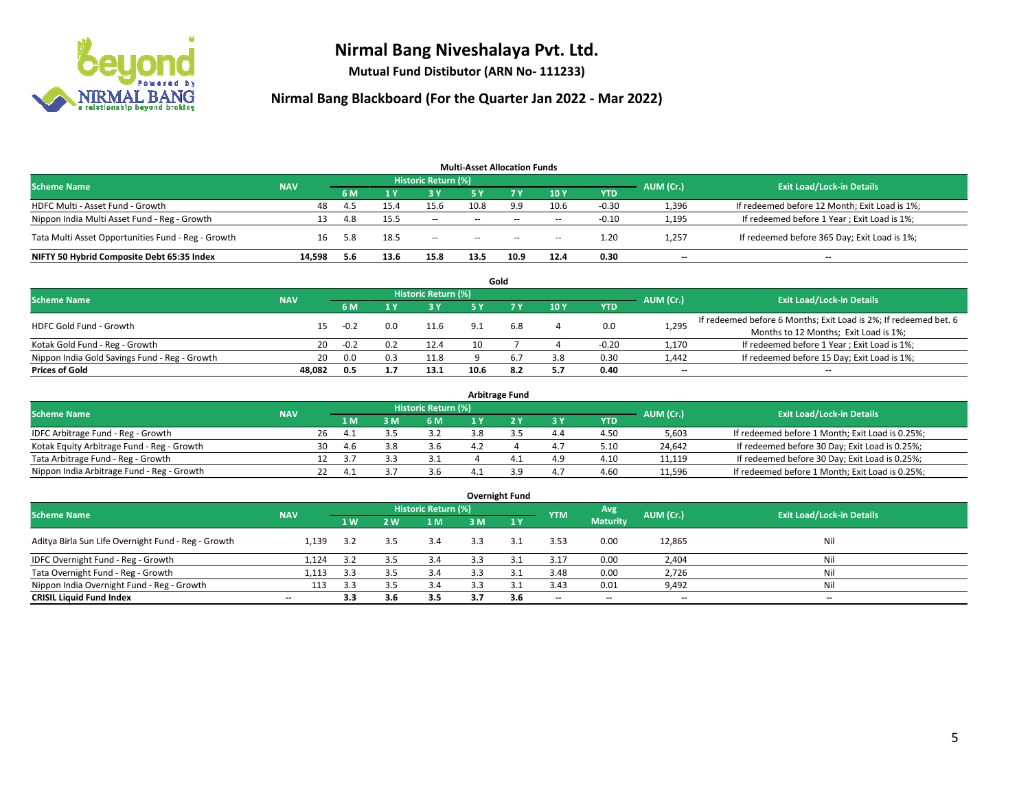# Nirmal Bang Niveshalaya Pvt. Ltd.

**Mutual Fund Distibutor (ARN No- 111233)**

## Nirmal Bang Blackboard (For the Quarter Jan 2022 - Mar 2022)

### Multi-Asset Allocation Funds

| Scheme Name | NAV | Historic Return (%) | | | | | | | AUM (Cr.) | Exit Load/Lock-in Details |
|---|---|---|---|---|---|---|---|---|---|---|
| | | 6 M | 1 Y | 3 Y | 5 Y | 7 Y | 10 Y | YTD | | |
| HDFC Multi - Asset Fund - Growth | 48 | 4.5 | 15.4 | 15.6 | 10.8 | 9.9 | 10.6 | -0.30 | 1,396 | If redeemed before 12 Month; Exit Load is 1%; |
| Nippon India Multi Asset Fund - Reg - Growth | 13 | 4.8 | 15.5 | -- | -- | -- | -- | -0.10 | 1,195 | If redeemed before 1 Year ; Exit Load is 1%; |
| Tata Multi Asset Opportunities Fund - Reg - Growth | 16 | 5.8 | 18.5 | -- | -- | -- | -- | 1.20 | 1,257 | If redeemed before 365 Day; Exit Load is 1%; |
| **NIFTY 50 Hybrid Composite Debt 65:35 Index** | **14,598** | **5.6** | **13.6** | **15.8** | **13.5** | **10.9** | **12.4** | **0.30** | **--** | **--** |

### Gold

| Scheme Name | NAV | Historic Return (%) | | | | | | | AUM (Cr.) | Exit Load/Lock-in Details |
|---|---|---|---|---|---|---|---|---|---|---|
| | | 6 M | 1 Y | 3 Y | 5 Y | 7 Y | 10 Y | YTD | | |
| HDFC Gold Fund - Growth | 15 | -0.2 | 0.0 | 11.6 | 9.1 | 6.8 | 4 | 0.0 | 1,295 | If redeemed before 6 Months; Exit Load is 2%; If redeemed bet. 6 Months to 12 Months; Exit Load is 1%; |
| Kotak Gold Fund - Reg - Growth | 20 | -0.2 | 0.2 | 12.4 | 10 | 7 | 4 | -0.20 | 1,170 | If redeemed before 1 Year ; Exit Load is 1%; |
| Nippon India Gold Savings Fund - Reg - Growth | 20 | 0.0 | 0.3 | 11.8 | 9 | 6.7 | 3.8 | 0.30 | 1,442 | If redeemed before 15 Day; Exit Load is 1%; |
| **Prices of Gold** | **48,082** | **0.5** | **1.7** | **13.1** | **10.6** | **8.2** | **5.7** | **0.40** | **--** | **--** |

### Arbitrage Fund

| Scheme Name | NAV | Historic Return (%) | | | | | | | AUM (Cr.) | Exit Load/Lock-in Details |
|---|---|---|---|---|---|---|---|---|---|---|
| | | 1 M | 3 M | 6 M | 1 Y | 2 Y | 3 Y | YTD | | |
| IDFC Arbitrage Fund - Reg - Growth | 26 | 4.1 | 3.5 | 3.2 | 3.8 | 3.5 | 4.4 | 4.50 | 5,603 | If redeemed before 1 Month; Exit Load is 0.25%; |
| Kotak Equity Arbitrage Fund - Reg - Growth | 30 | 4.6 | 3.8 | 3.6 | 4.2 | 4 | 4.7 | 5.10 | 24,642 | If redeemed before 30 Day; Exit Load is 0.25%; |
| Tata Arbitrage Fund - Reg - Growth | 12 | 3.7 | 3.3 | 3.1 | 4 | 4.1 | 4.9 | 4.10 | 11,119 | If redeemed before 30 Day; Exit Load is 0.25%; |
| Nippon India Arbitrage Fund - Reg - Growth | 22 | 4.1 | 3.7 | 3.6 | 4.1 | 3.9 | 4.7 | 4.60 | 11,596 | If redeemed before 1 Month; Exit Load is 0.25%; |

### Overnight Fund

| Scheme Name | NAV | Historic Return (%) | | | | | YTM | Avg Maturity | AUM (Cr.) | Exit Load/Lock-in Details |
|---|---|---|---|---|---|---|---|---|---|---|
| | | 1 W | 2 W | 1 M | 3 M | 1 Y | | | | |
| Aditya Birla Sun Life Overnight Fund - Reg - Growth | 1,139 | 3.2 | 3.5 | 3.4 | 3.3 | 3.1 | 3.53 | 0.00 | 12,865 | Nil |
| IDFC Overnight Fund - Reg - Growth | 1,124 | 3.2 | 3.5 | 3.4 | 3.3 | 3.1 | 3.17 | 0.00 | 2,404 | Nil |
| Tata Overnight Fund - Reg - Growth | 1,113 | 3.3 | 3.5 | 3.4 | 3.3 | 3.1 | 3.48 | 0.00 | 2,726 | Nil |
| Nippon India Overnight Fund - Reg - Growth | 113 | 3.3 | 3.5 | 3.4 | 3.3 | 3.1 | 3.43 | 0.01 | 9,492 | Nil |
| **CRISIL Liquid Fund Index** | **--** | **3.3** | **3.6** | **3.5** | **3.7** | **3.6** | **--** | **--** | **--** | **--** |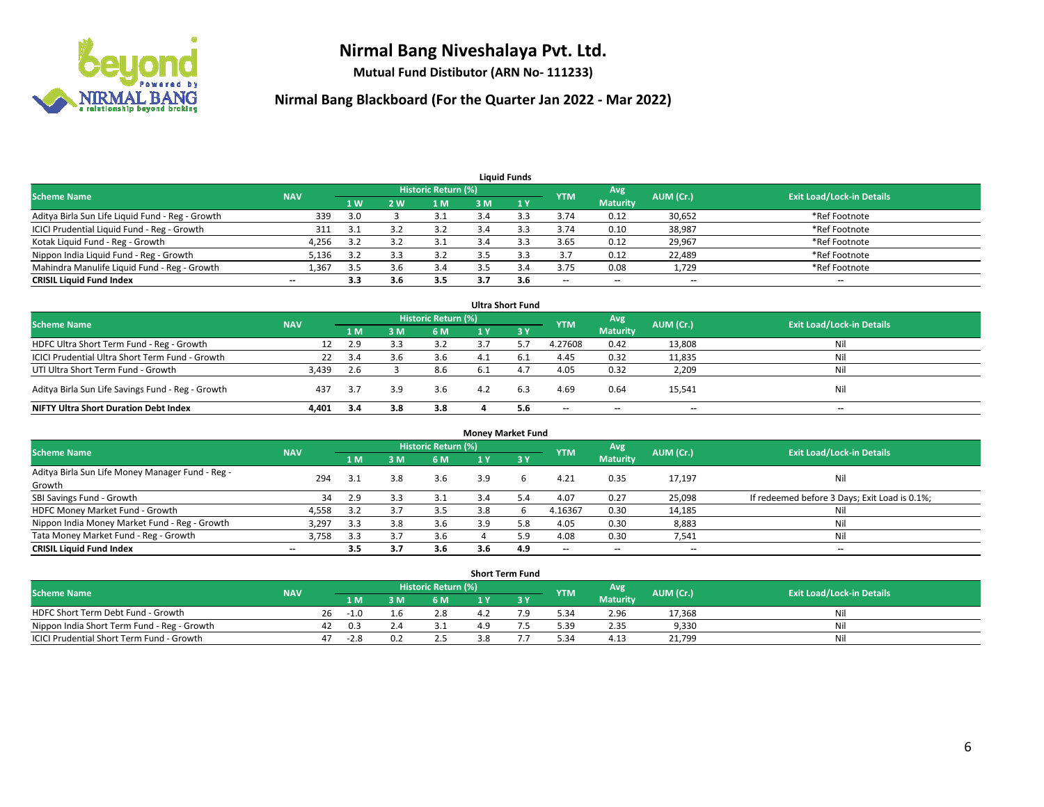# Nirmal Bang Niveshalaya Pvt. Ltd.

**Mutual Fund Distibutor (ARN No- 111233)**

## Nirmal Bang Blackboard (For the Quarter Jan 2022 - Mar 2022)

### Liquid Funds

| Scheme Name | NAV | Historic Return (%) | | | | | YTM | Avg Maturity | AUM (Cr.) | Exit Load/Lock-in Details |
|---|---|---|---|---|---|---|---|---|---|---|
| | | 1 W | 2 W | 1 M | 3 M | 1 Y | | | | |
| Aditya Birla Sun Life Liquid Fund - Reg - Growth | 339 | 3.0 | 3 | 3.1 | 3.4 | 3.3 | 3.74 | 0.12 | 30,652 | *Ref Footnote |
| ICICI Prudential Liquid Fund - Reg - Growth | 311 | 3.1 | 3.2 | 3.2 | 3.4 | 3.3 | 3.74 | 0.10 | 38,987 | *Ref Footnote |
| Kotak Liquid Fund - Reg - Growth | 4,256 | 3.2 | 3.2 | 3.1 | 3.4 | 3.3 | 3.65 | 0.12 | 29,967 | *Ref Footnote |
| Nippon India Liquid Fund - Reg - Growth | 5,136 | 3.2 | 3.3 | 3.2 | 3.5 | 3.3 | 3.7 | 0.12 | 22,489 | *Ref Footnote |
| Mahindra Manulife Liquid Fund - Reg - Growth | 1,367 | 3.5 | 3.6 | 3.4 | 3.5 | 3.4 | 3.75 | 0.08 | 1,729 | *Ref Footnote |
| **CRISIL Liquid Fund Index** | -- | **3.3** | **3.6** | **3.5** | **3.7** | **3.6** | -- | -- | -- | -- |

### Ultra Short Fund

| Scheme Name | NAV | Historic Return (%) | | | | | YTM | Avg Maturity | AUM (Cr.) | Exit Load/Lock-in Details |
|---|---|---|---|---|---|---|---|---|---|---|
| | | 1 M | 3 M | 6 M | 1 Y | 3 Y | | | | |
| HDFC Ultra Short Term Fund - Reg - Growth | 12 | 2.9 | 3.3 | 3.2 | 3.7 | 5.7 | 4.27608 | 0.42 | 13,808 | Nil |
| ICICI Prudential Ultra Short Term Fund - Growth | 22 | 3.4 | 3.6 | 3.6 | 4.1 | 6.1 | 4.45 | 0.32 | 11,835 | Nil |
| UTI Ultra Short Term Fund - Growth | 3,439 | 2.6 | 3 | 8.6 | 6.1 | 4.7 | 4.05 | 0.32 | 2,209 | Nil |
| Aditya Birla Sun Life Savings Fund - Reg - Growth | 437 | 3.7 | 3.9 | 3.6 | 4.2 | 6.3 | 4.69 | 0.64 | 15,541 | Nil |
| **NIFTY Ultra Short Duration Debt Index** | **4,401** | **3.4** | **3.8** | **3.8** | **4** | **5.6** | -- | -- | -- | -- |

### Money Market Fund

| Scheme Name | NAV | Historic Return (%) | | | | | YTM | Avg Maturity | AUM (Cr.) | Exit Load/Lock-in Details |
|---|---|---|---|---|---|---|---|---|---|---|
| | | 1 M | 3 M | 6 M | 1 Y | 3 Y | | | | |
| Aditya Birla Sun Life Money Manager Fund - Reg - Growth | 294 | 3.1 | 3.8 | 3.6 | 3.9 | 6 | 4.21 | 0.35 | 17,197 | Nil |
| SBI Savings Fund - Growth | 34 | 2.9 | 3.3 | 3.1 | 3.4 | 5.4 | 4.07 | 0.27 | 25,098 | If redeemed before 3 Days; Exit Load is 0.1%; |
| HDFC Money Market Fund - Growth | 4,558 | 3.2 | 3.7 | 3.5 | 3.8 | 6 | 4.16367 | 0.30 | 14,185 | Nil |
| Nippon India Money Market Fund - Reg - Growth | 3,297 | 3.3 | 3.8 | 3.6 | 3.9 | 5.8 | 4.05 | 0.30 | 8,883 | Nil |
| Tata Money Market Fund - Reg - Growth | 3,758 | 3.3 | 3.7 | 3.6 | 4 | 5.9 | 4.08 | 0.30 | 7,541 | Nil |
| **CRISIL Liquid Fund Index** | -- | **3.5** | **3.7** | **3.6** | **3.6** | **4.9** | -- | -- | -- | -- |

### Short Term Fund

| Scheme Name | NAV | Historic Return (%) | | | | | YTM | Avg Maturity | AUM (Cr.) | Exit Load/Lock-in Details |
|---|---|---|---|---|---|---|---|---|---|---|
| | | 1 M | 3 M | 6 M | 1 Y | 3 Y | | | | |
| HDFC Short Term Debt Fund - Growth | 26 | -1.0 | 1.6 | 2.8 | 4.2 | 7.9 | 5.34 | 2.96 | 17,368 | Nil |
| Nippon India Short Term Fund - Reg - Growth | 42 | 0.3 | 2.4 | 3.1 | 4.9 | 7.5 | 5.39 | 2.35 | 9,330 | Nil |
| ICICI Prudential Short Term Fund - Growth | 47 | -2.8 | 0.2 | 2.5 | 3.8 | 7.7 | 5.34 | 4.13 | 21,799 | Nil |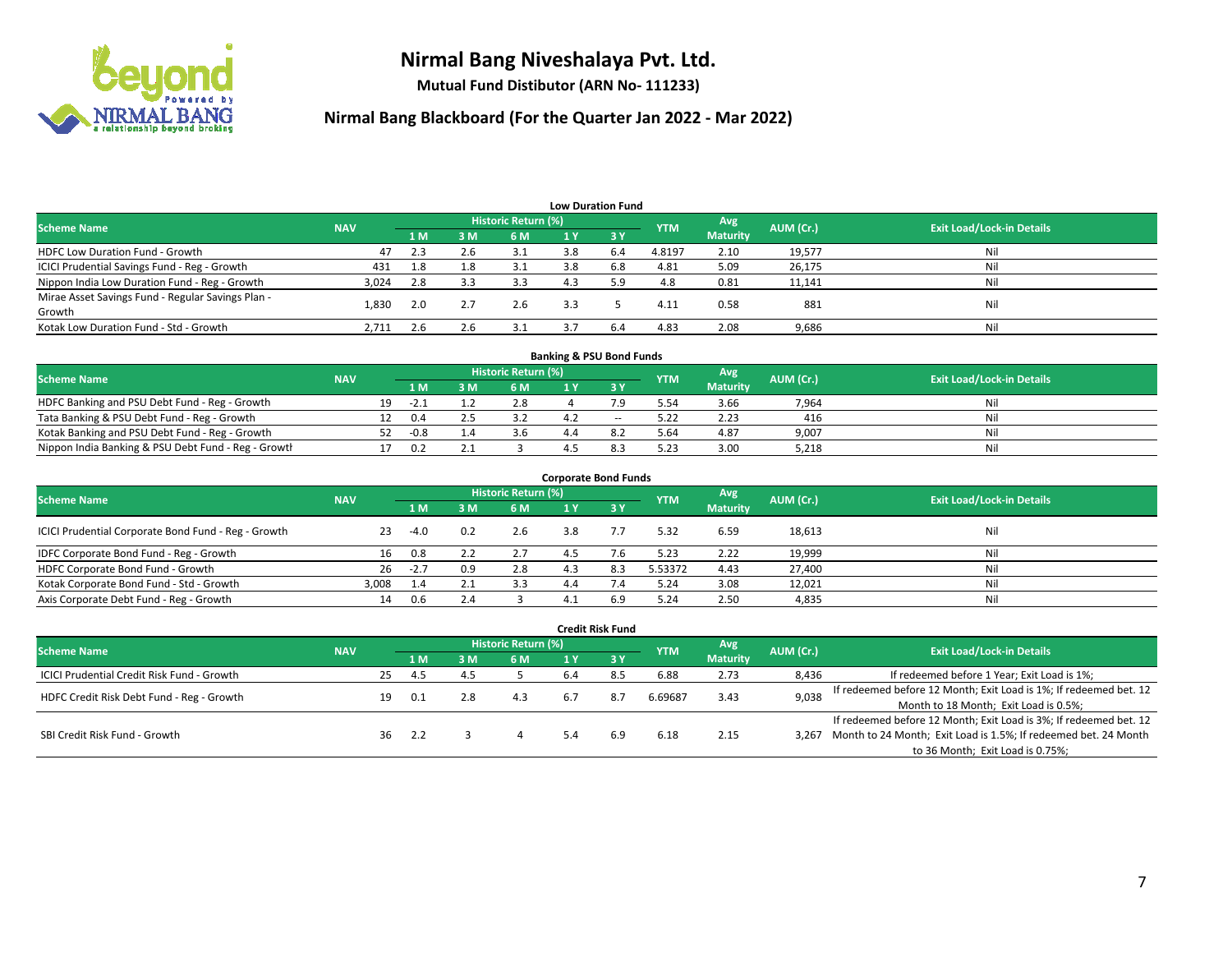# Nirmal Bang Niveshalaya Pvt. Ltd.

**Mutual Fund Distibutor (ARN No- 111233)**

## Nirmal Bang Blackboard (For the Quarter Jan 2022 - Mar 2022)

### Low Duration Fund

| Scheme Name | NAV | Historic Return (%) | | | | | YTM | Avg Maturity | AUM (Cr.) | Exit Load/Lock-in Details |
|---|---|---|---|---|---|---|---|---|---|---|
| | | 1 M | 3 M | 6 M | 1 Y | 3 Y | | | | |
| HDFC Low Duration Fund - Growth | 47 | 2.3 | 2.6 | 3.1 | 3.8 | 6.4 | 4.8197 | 2.10 | 19,577 | Nil |
| ICICI Prudential Savings Fund - Reg - Growth | 431 | 1.8 | 1.8 | 3.1 | 3.8 | 6.8 | 4.81 | 5.09 | 26,175 | Nil |
| Nippon India Low Duration Fund - Reg - Growth | 3,024 | 2.8 | 3.3 | 3.3 | 4.3 | 5.9 | 4.8 | 0.81 | 11,141 | Nil |
| Mirae Asset Savings Fund - Regular Savings Plan - Growth | 1,830 | 2.0 | 2.7 | 2.6 | 3.3 | 5 | 4.11 | 0.58 | 881 | Nil |
| Kotak Low Duration Fund - Std - Growth | 2,711 | 2.6 | 2.6 | 3.1 | 3.7 | 6.4 | 4.83 | 2.08 | 9,686 | Nil |

### Banking & PSU Bond Funds

| Scheme Name | NAV | Historic Return (%) | | | | | YTM | Avg Maturity | AUM (Cr.) | Exit Load/Lock-in Details |
|---|---|---|---|---|---|---|---|---|---|---|
| | | 1 M | 3 M | 6 M | 1 Y | 3 Y | | | | |
| HDFC Banking and PSU Debt Fund - Reg - Growth | 19 | -2.1 | 1.2 | 2.8 | 4 | 7.9 | 5.54 | 3.66 | 7,964 | Nil |
| Tata Banking & PSU Debt Fund - Reg - Growth | 12 | 0.4 | 2.5 | 3.2 | 4.2 | -- | 5.22 | 2.23 | 416 | Nil |
| Kotak Banking and PSU Debt Fund - Reg - Growth | 52 | -0.8 | 1.4 | 3.6 | 4.4 | 8.2 | 5.64 | 4.87 | 9,007 | Nil |
| Nippon India Banking & PSU Debt Fund - Reg - Growth | 17 | 0.2 | 2.1 | 3 | 4.5 | 8.3 | 5.23 | 3.00 | 5,218 | Nil |

### Corporate Bond Funds

| Scheme Name | NAV | Historic Return (%) | | | | | YTM | Avg Maturity | AUM (Cr.) | Exit Load/Lock-in Details |
|---|---|---|---|---|---|---|---|---|---|---|
| | | 1 M | 3 M | 6 M | 1 Y | 3 Y | | | | |
| ICICI Prudential Corporate Bond Fund - Reg - Growth | 23 | -4.0 | 0.2 | 2.6 | 3.8 | 7.7 | 5.32 | 6.59 | 18,613 | Nil |
| IDFC Corporate Bond Fund - Reg - Growth | 16 | 0.8 | 2.2 | 2.7 | 4.5 | 7.6 | 5.23 | 2.22 | 19,999 | Nil |
| HDFC Corporate Bond Fund - Growth | 26 | -2.7 | 0.9 | 2.8 | 4.3 | 8.3 | 5.53372 | 4.43 | 27,400 | Nil |
| Kotak Corporate Bond Fund - Std - Growth | 3,008 | 1.4 | 2.1 | 3.3 | 4.4 | 7.4 | 5.24 | 3.08 | 12,021 | Nil |
| Axis Corporate Debt Fund - Reg - Growth | 14 | 0.6 | 2.4 | 3 | 4.1 | 6.9 | 5.24 | 2.50 | 4,835 | Nil |

### Credit Risk Fund

| Scheme Name | NAV | Historic Return (%) | | | | | YTM | Avg Maturity | AUM (Cr.) | Exit Load/Lock-in Details |
|---|---|---|---|---|---|---|---|---|---|---|
| | | 1 M | 3 M | 6 M | 1 Y | 3 Y | | | | |
| ICICI Prudential Credit Risk Fund - Growth | 25 | 4.5 | 4.5 | 5 | 6.4 | 8.5 | 6.88 | 2.73 | 8,436 | If redeemed before 1 Year; Exit Load is 1%; |
| HDFC Credit Risk Debt Fund - Reg - Growth | 19 | 0.1 | 2.8 | 4.3 | 6.7 | 8.7 | 6.69687 | 3.43 | 9,038 | If redeemed before 12 Month; Exit Load is 1%; If redeemed bet. 12 Month to 18 Month; Exit Load is 0.5%; |
| SBI Credit Risk Fund - Growth | 36 | 2.2 | 3 | 4 | 5.4 | 6.9 | 6.18 | 2.15 | 3,267 | If redeemed before 12 Month; Exit Load is 3%; If redeemed bet. 12 Month to 24 Month; Exit Load is 1.5%; If redeemed bet. 24 Month to 36 Month; Exit Load is 0.75%; |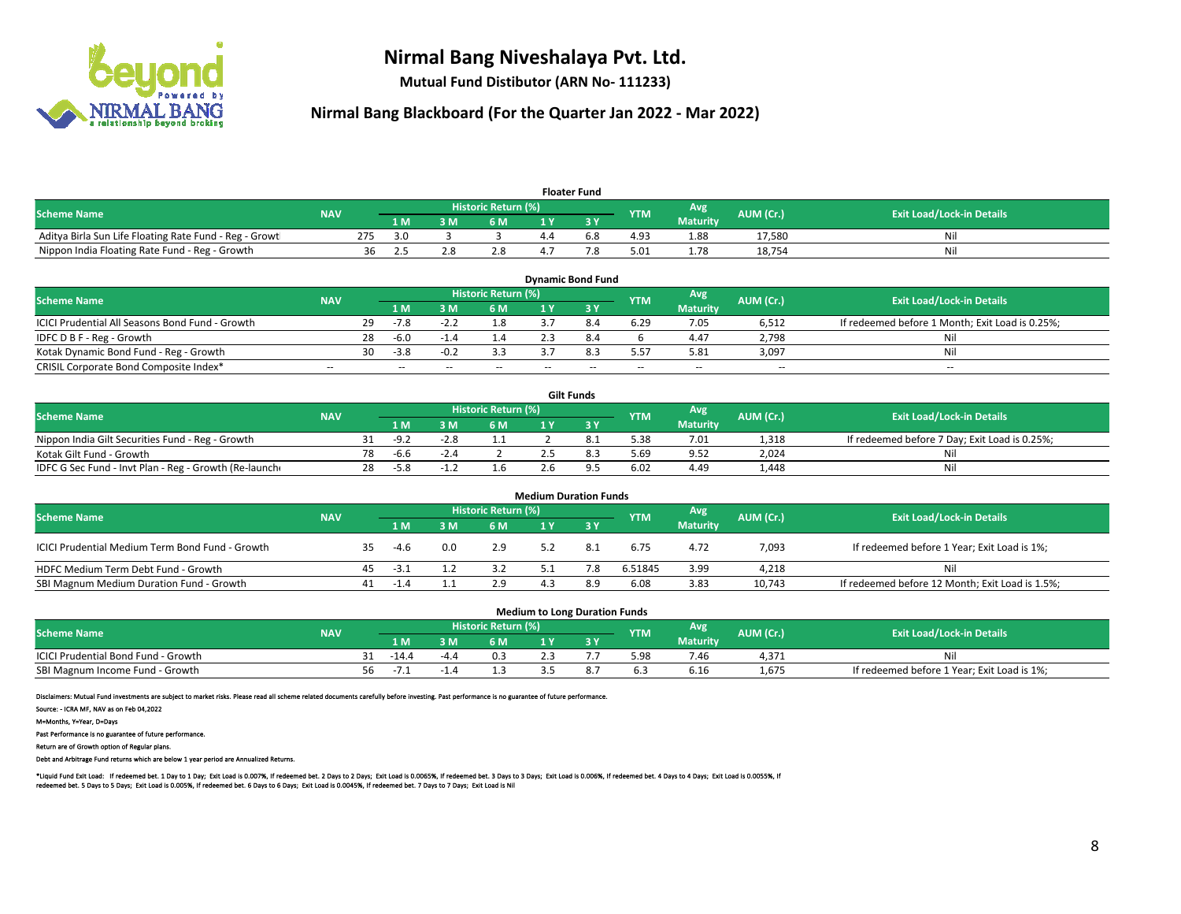# Nirmal Bang Niveshalaya Pvt. Ltd.

**Mutual Fund Distibutor (ARN No- 111233)**

## Nirmal Bang Blackboard (For the Quarter Jan 2022 - Mar 2022)

### Floater Fund

| Scheme Name | NAV | Historic Return (%) | | | | | YTM | Avg Maturity | AUM (Cr.) | Exit Load/Lock-in Details |
|---|---|---|---|---|---|---|---|---|---|---|
| | | 1 M | 3 M | 6 M | 1 Y | 3 Y | | | | |
| Aditya Birla Sun Life Floating Rate Fund - Reg - Growt | 275 | 3.0 | 3 | 3 | 4.4 | 6.8 | 4.93 | 1.88 | 17,580 | Nil |
| Nippon India Floating Rate Fund - Reg - Growth | 36 | 2.5 | 2.8 | 2.8 | 4.7 | 7.8 | 5.01 | 1.78 | 18,754 | Nil |

### Dynamic Bond Fund

| Scheme Name | NAV | Historic Return (%) | | | | | YTM | Avg Maturity | AUM (Cr.) | Exit Load/Lock-in Details |
|---|---|---|---|---|---|---|---|---|---|---|
| | | 1 M | 3 M | 6 M | 1 Y | 3 Y | | | | |
| ICICI Prudential All Seasons Bond Fund - Growth | 29 | -7.8 | -2.2 | 1.8 | 3.7 | 8.4 | 6.29 | 7.05 | 6,512 | If redeemed before 1 Month; Exit Load is 0.25%; |
| IDFC D B F - Reg - Growth | 28 | -6.0 | -1.4 | 1.4 | 2.3 | 8.4 | 6 | 4.47 | 2,798 | Nil |
| Kotak Dynamic Bond Fund - Reg - Growth | 30 | -3.8 | -0.2 | 3.3 | 3.7 | 8.3 | 5.57 | 5.81 | 3,097 | Nil |
| CRISIL Corporate Bond Composite Index* | -- | -- | -- | -- | -- | -- | -- | -- | -- | -- |

### Gilt Funds

| Scheme Name | NAV | Historic Return (%) | | | | | YTM | Avg Maturity | AUM (Cr.) | Exit Load/Lock-in Details |
|---|---|---|---|---|---|---|---|---|---|---|
| | | 1 M | 3 M | 6 M | 1 Y | 3 Y | | | | |
| Nippon India Gilt Securities Fund - Reg - Growth | 31 | -9.2 | -2.8 | 1.1 | 2 | 8.1 | 5.38 | 7.01 | 1,318 | If redeemed before 7 Day; Exit Load is 0.25%; |
| Kotak Gilt Fund - Growth | 78 | -6.6 | -2.4 | 2 | 2.5 | 8.3 | 5.69 | 9.52 | 2,024 | Nil |
| IDFC G Sec Fund - Invt Plan - Reg - Growth (Re-launch | 28 | -5.8 | -1.2 | 1.6 | 2.6 | 9.5 | 6.02 | 4.49 | 1,448 | Nil |

### Medium Duration Funds

| Scheme Name | NAV | Historic Return (%) | | | | | YTM | Avg Maturity | AUM (Cr.) | Exit Load/Lock-in Details |
|---|---|---|---|---|---|---|---|---|---|---|
| | | 1 M | 3 M | 6 M | 1 Y | 3 Y | | | | |
| ICICI Prudential Medium Term Bond Fund - Growth | 35 | -4.6 | 0.0 | 2.9 | 5.2 | 8.1 | 6.75 | 4.72 | 7,093 | If redeemed before 1 Year; Exit Load is 1%; |
| HDFC Medium Term Debt Fund - Growth | 45 | -3.1 | 1.2 | 3.2 | 5.1 | 7.8 | 6.51845 | 3.99 | 4,218 | Nil |
| SBI Magnum Medium Duration Fund - Growth | 41 | -1.4 | 1.1 | 2.9 | 4.3 | 8.9 | 6.08 | 3.83 | 10,743 | If redeemed before 12 Month; Exit Load is 1.5%; |

### Medium to Long Duration Funds

| Scheme Name | NAV | Historic Return (%) | | | | | YTM | Avg Maturity | AUM (Cr.) | Exit Load/Lock-in Details |
|---|---|---|---|---|---|---|---|---|---|---|
| | | 1 M | 3 M | 6 M | 1 Y | 3 Y | | | | |
| ICICI Prudential Bond Fund - Growth | 31 | -14.4 | -4.4 | 0.3 | 2.3 | 7.7 | 5.98 | 7.46 | 4,371 | Nil |
| SBI Magnum Income Fund - Growth | 56 | -7.1 | -1.4 | 1.3 | 3.5 | 8.7 | 6.3 | 6.16 | 1,675 | If redeemed before 1 Year; Exit Load is 1%; |

Disclaimers: Mutual Fund investments are subject to market risks. Please read all scheme related documents carefully before investing. Past performance is no guarantee of future performance.

Source: - ICRA MF, NAV as on Feb 04,2022

M=Months, Y=Year, D=Days

Past Performance is no guarantee of future performance.

Return are of Growth option of Regular plans.

Debt and Arbitrage Fund returns which are below 1 year period are Annualized Returns.

*Liquid Fund Exit Load: If redeemed bet. 1 Day to 1 Day; Exit Load is 0.007%, If redeemed bet. 2 Days to 2 Days; Exit Load is 0.0065%, If redeemed bet. 3 Days to 3 Days; Exit Load is 0.006%, If redeemed bet. 4 Days to 4 Days; Exit Load is 0.0055%, If redeemed bet. 5 Days to 5 Days; Exit Load is 0.005%, If redeemed bet. 6 Days to 6 Days; Exit Load is 0.0045%, If redeemed bet. 7 Days to 7 Days; Exit Load is Nil